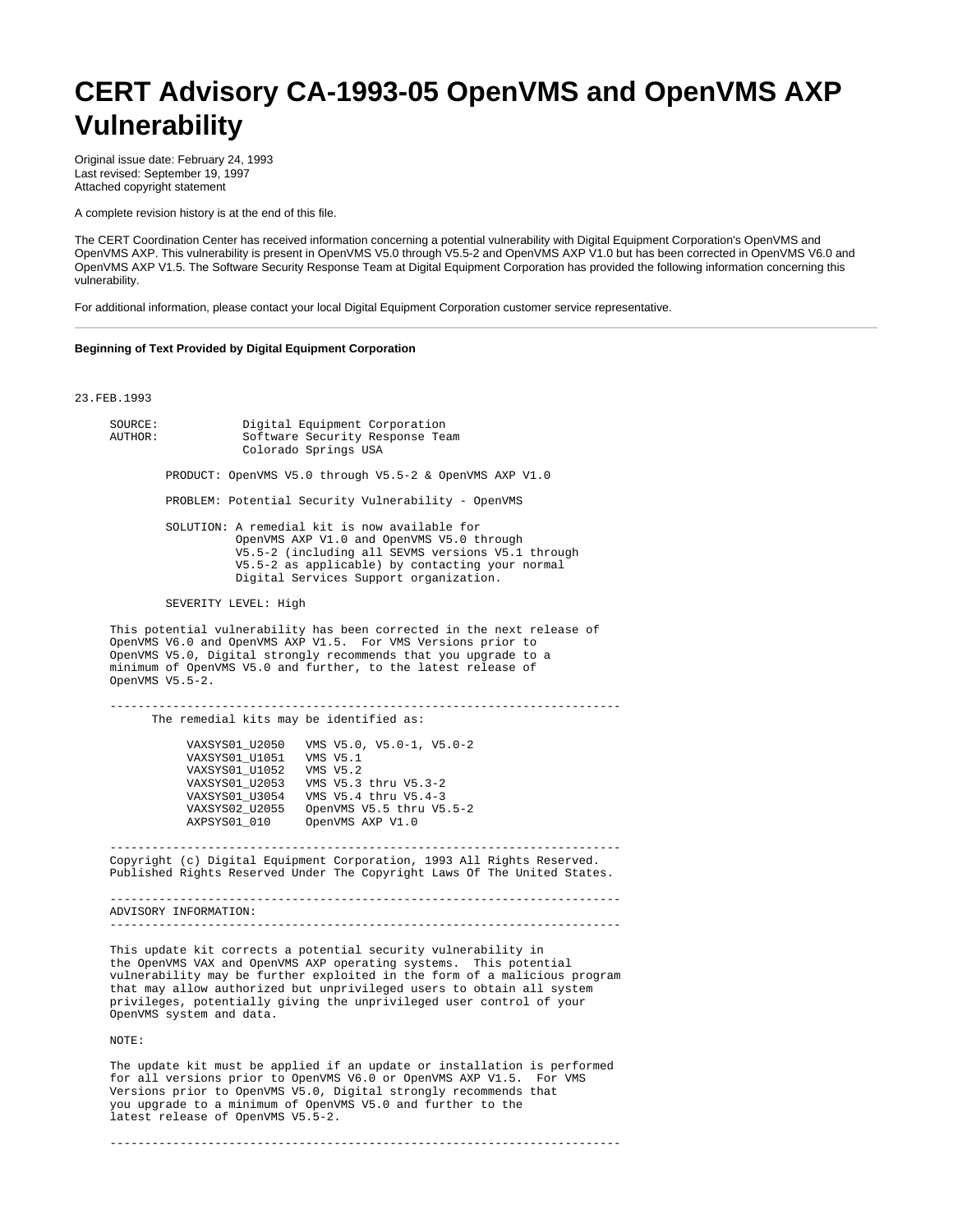# CERT Advisory CA-1993-05 OpenVMS and OpenVMS AXP Vulnerability

Original issue date: February 24, 1993
Last revised: September 19, 1997
Attached copyright statement

A complete revision history is at the end of this file.

The CERT Coordination Center has received information concerning a potential vulnerability with Digital Equipment Corporation's OpenVMS and OpenVMS AXP. This vulnerability is present in OpenVMS V5.0 through V5.5-2 and OpenVMS AXP V1.0 but has been corrected in OpenVMS V6.0 and OpenVMS AXP V1.5. The Software Security Response Team at Digital Equipment Corporation has provided the following information concerning this vulnerability.

For additional information, please contact your local Digital Equipment Corporation customer service representative.

---

**Beginning of Text Provided by Digital Equipment Corporation**

```
23.FEB.1993

     SOURCE:            Digital Equipment Corporation
     AUTHOR:            Software Security Response Team
                        Colorado Springs USA

             PRODUCT: OpenVMS V5.0 through V5.5-2 & OpenVMS AXP V1.0

             PROBLEM: Potential Security Vulnerability - OpenVMS

             SOLUTION: A remedial kit is now available for
                       OpenVMS AXP V1.0 and OpenVMS V5.0 through
                       V5.5-2 (including all SEVMS versions V5.1 through
                       V5.5-2 as applicable) by contacting your normal
                       Digital Services Support organization.

             SEVERITY LEVEL: High

     This potential vulnerability has been corrected in the next release of
     OpenVMS V6.0 and OpenVMS AXP V1.5.  For VMS Versions prior to
     OpenVMS V5.0, Digital strongly recommends that you upgrade to a
     minimum of OpenVMS V5.0 and further, to the latest release of
     OpenVMS V5.5-2.

     ------------------------------------------------------------------------
           The remedial kits may be identified as:

              VAXSYS01_U2050   VMS V5.0, V5.0-1, V5.0-2
              VAXSYS01_U1051   VMS V5.1
              VAXSYS01_U1052   VMS V5.2
              VAXSYS01_U2053   VMS V5.3 thru V5.3-2
              VAXSYS01_U3054   VMS V5.4 thru V5.4-3
              VAXSYS02_U2055   OpenVMS V5.5 thru V5.5-2
              AXPSYS01_010     OpenVMS AXP V1.0

     ------------------------------------------------------------------------
     Copyright (c) Digital Equipment Corporation, 1993 All Rights Reserved.
     Published Rights Reserved Under The Copyright Laws Of The United States.

     ------------------------------------------------------------------------
     ADVISORY INFORMATION:
     ------------------------------------------------------------------------

     This update kit corrects a potential security vulnerability in
     the OpenVMS VAX and OpenVMS AXP operating systems.  This potential
     vulnerability may be further exploited in the form of a malicious program
     that may allow authorized but unprivileged users to obtain all system
     privileges, potentially giving the unprivileged user control of your
     OpenVMS system and data.

     NOTE:

     The update kit must be applied if an update or installation is performed
     for all versions prior to OpenVMS V6.0 or OpenVMS AXP V1.5.  For VMS
     Versions prior to OpenVMS V5.0, Digital strongly recommends that
     you upgrade to a minimum of OpenVMS V5.0 and further to the
     latest release of OpenVMS V5.5-2.

     ------------------------------------------------------------------------
```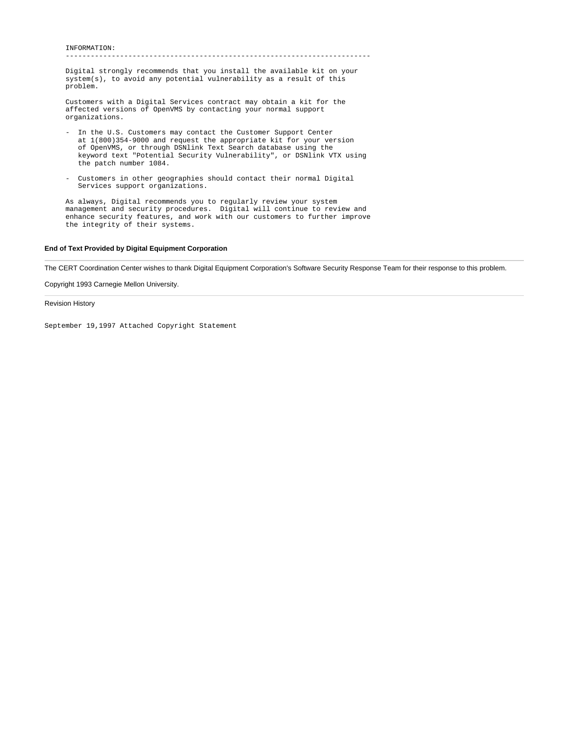```
INFORMATION:
------------------------------------------------------------------------

Digital strongly recommends that you install the available kit on your
system(s), to avoid any potential vulnerability as a result of this
problem.

Customers with a Digital Services contract may obtain a kit for the
affected versions of OpenVMS by contacting your normal support
organizations.

-  In the U.S. Customers may contact the Customer Support Center
   at 1(800)354-9000 and request the appropriate kit for your version
   of OpenVMS, or through DSNlink Text Search database using the
   keyword text "Potential Security Vulnerability", or DSNlink VTX using
   the patch number 1084.

-  Customers in other geographies should contact their normal Digital
   Services support organizations.

As always, Digital recommends you to regularly review your system
management and security procedures.  Digital will continue to review and
enhance security features, and work with our customers to further improve
the integrity of their systems.
```

**End of Text Provided by Digital Equipment Corporation**

---

The CERT Coordination Center wishes to thank Digital Equipment Corporation's Software Security Response Team for their response to this problem.

Copyright 1993 Carnegie Mellon University.

---

Revision History

```
September 19,1997 Attached Copyright Statement
```